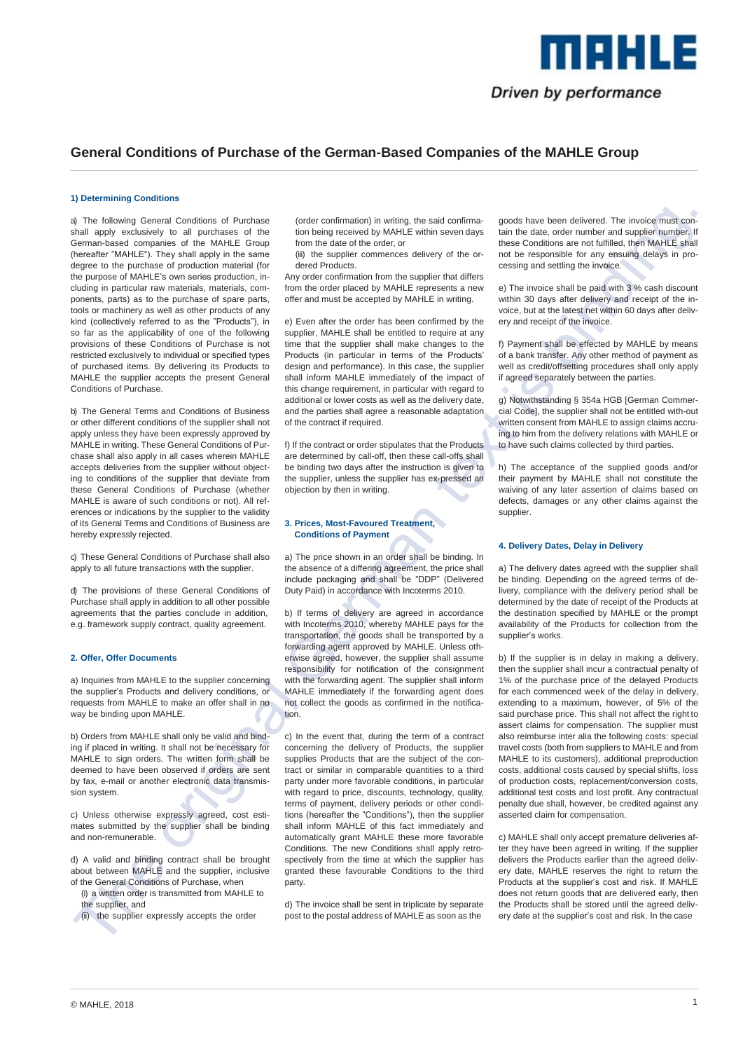# General Conditions of Purchase of the German-Based Companies of the MAHLE Group

## 1) Determining Conditions

a) The following General Conditions of Purchase shall apply exclusively to all purchases of the German-based companies of the MAHLE Group (hereafter "MAHLE"). They shall apply in the same degree to the purchase of production material (for the purpose of MAHLE's own series production, including in particular raw materials, materials, components, parts) as to the purchase of spare parts, tools or machinery as well as other products of any kind (collectively referred to as the "Products"), in so far as the applicability of one of the following provisions of these Conditions of Purchase is not restricted exclusively to individual or specified types of purchased items. By delivering its Products to MAHLE the supplier accepts the present General Conditions of Purchase.

b) The General Terms and Conditions of Business or other different conditions of the supplier shall not apply unless they have been expressly approved by MAHLE in writing. These General Conditions of Purchase shall also apply in all cases wherein MAHLE accepts deliveries from the supplier without objecting to conditions of the supplier that deviate from these General Conditions of Purchase (whether MAHLE is aware of such conditions or not). All references or indications by the supplier to the validity of its General Terms and Conditions of Business are hereby expressly rejected.

c) These General Conditions of Purchase shall also apply to all future transactions with the supplier.

d) The provisions of these General Conditions of Purchase shall apply in addition to all other possible agreements that the parties conclude in addition, e.g. framework supply contract, quality agreement.

## 2. Offer, Offer Documents

a) Inquiries from MAHLE to the supplier concerning the supplier's Products and delivery conditions, or requests from MAHLE to make an offer shall in no way be binding upon MAHLE.

b) Orders from MAHLE shall only be valid and binding if placed in writing. It shall not be necessary for MAHLE to sign orders. The written form shall be deemed to have been observed if orders are sent by fax, e-mail or another electronic data transmission system.

c) Unless otherwise expressly agreed, cost estimates submitted by the supplier shall be binding and non-remunerable.

d) A valid and binding contract shall be brought about between MAHLE and the supplier, inclusive of the General Conditions of Purchase, when

(i) a written order is transmitted from MAHLE to the supplier, and

(ii) the supplier expressly accepts the order (order confirmation) in writing, the said confirmation being received by MAHLE within seven days from the date of the order, or

(iii) the supplier commences delivery of the ordered Products.

Any order confirmation from the supplier that differs from the order placed by MAHLE represents a new offer and must be accepted by MAHLE in writing.

e) Even after the order has been confirmed by the supplier, MAHLE shall be entitled to require at any time that the supplier shall make changes to the Products (in particular in terms of the Products' design and performance). In this case, the supplier shall inform MAHLE immediately of the impact of this change requirement, in particular with regard to additional or lower costs as well as the delivery date, and the parties shall agree a reasonable adaptation of the contract if required.

f) If the contract or order stipulates that the Products are determined by call-off, then these call-offs shall be binding two days after the instruction is given to the supplier, unless the supplier has ex-pressed an objection by then in writing.

## 3. Prices, Most-Favoured Treatment, Conditions of Payment

a) The price shown in an order shall be binding. In the absence of a differing agreement, the price shall include packaging and shall be "DDP" (Delivered Duty Paid) in accordance with Incoterms 2010.

b) If terms of delivery are agreed in accordance with Incoterms 2010, whereby MAHLE pays for the transportation, the goods shall be transported by a forwarding agent approved by MAHLE. Unless otherwise agreed, however, the supplier shall assume responsibility for notification of the consignment with the forwarding agent. The supplier shall inform MAHLE immediately if the forwarding agent does not collect the goods as confirmed in the notification.

c) In the event that, during the term of a contract concerning the delivery of Products, the supplier supplies Products that are the subject of the contract or similar in comparable quantities to a third party under more favorable conditions, in particular with regard to price, discounts, technology, quality, terms of payment, delivery periods or other conditions (hereafter the "Conditions"), then the supplier shall inform MAHLE of this fact immediately and automatically grant MAHLE these more favorable Conditions. The new Conditions shall apply retrospectively from the time at which the supplier has granted these favourable Conditions to the third party.

d) The invoice shall be sent in triplicate by separate post to the postal address of MAHLE as soon as the goods have been delivered. The invoice must contain the date, order number and supplier number. If these Conditions are not fulfilled, then MAHLE shall not be responsible for any ensuing delays in processing and settling the invoice.

e) The invoice shall be paid with 3 % cash discount within 30 days after delivery and receipt of the invoice, but at the latest net within 60 days after delivery and receipt of the invoice.

f) Payment shall be effected by MAHLE by means of a bank transfer. Any other method of payment as well as credit/offsetting procedures shall only apply if agreed separately between the parties.

g) Notwithstanding § 354a HGB [German Commercial Code], the supplier shall not be entitled with-out written consent from MAHLE to assign claims accruing to him from the delivery relations with MAHLE or to have such claims collected by third parties.

h) The acceptance of the supplied goods and/or their payment by MAHLE shall not constitute the waiving of any later assertion of claims based on defects, damages or any other claims against the supplier.

## 4. Delivery Dates, Delay in Delivery

a) The delivery dates agreed with the supplier shall be binding. Depending on the agreed terms of delivery, compliance with the delivery period shall be determined by the date of receipt of the Products at the destination specified by MAHLE or the prompt availability of the Products for collection from the supplier's works.

b) If the supplier is in delay in making a delivery, then the supplier shall incur a contractual penalty of 1% of the purchase price of the delayed Products for each commenced week of the delay in delivery, extending to a maximum, however, of 5% of the said purchase price. This shall not affect the right to assert claims for compensation. The supplier must also reimburse inter alia the following costs: special travel costs (both from suppliers to MAHLE and from MAHLE to its customers), additional preproduction costs, additional costs caused by special shifts, loss of production costs, replacement/conversion costs, additional test costs and lost profit. Any contractual penalty due shall, however, be credited against any asserted claim for compensation.

c) MAHLE shall only accept premature deliveries after they have been agreed in writing. If the supplier delivers the Products earlier than the agreed delivery date, MAHLE reserves the right to return the Products at the supplier's cost and risk. If MAHLE does not return goods that are delivered early, then the Products shall be stored until the agreed delivery date at the supplier's cost and risk. In the case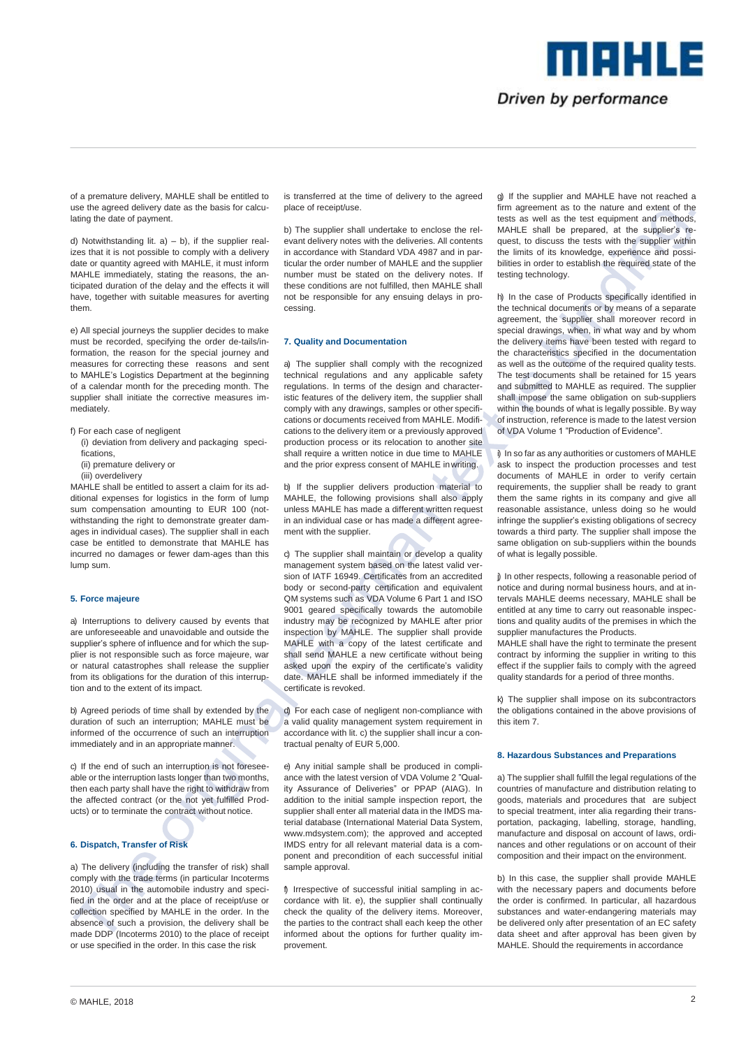of a premature delivery, MAHLE shall be entitled to use the agreed delivery date as the basis for calculating the date of payment.

d) Notwithstanding lit. a) – b), if the supplier realizes that it is not possible to comply with a delivery date or quantity agreed with MAHLE, it must inform MAHLE immediately, stating the reasons, the anticipated duration of the delay and the effects it will have, together with suitable measures for averting them.

e) All special journeys the supplier decides to make must be recorded, specifying the order details/information, the reason for the special journey and measures for correcting these reasons and sent to MAHLE's Logistics Department at the beginning of a calendar month for the preceding month. The supplier shall initiate the corrective measures immediately.

f) For each case of negligent
(i) deviation from delivery and packaging specifications,
(ii) premature delivery or
(iii) overdelivery
MAHLE shall be entitled to assert a claim for its additional expenses for logistics in the form of lump sum compensation amounting to EUR 100 (notwithstanding the right to demonstrate greater damages in individual cases). The supplier shall in each case be entitled to demonstrate that MAHLE has incurred no damages or fewer dam-ages than this lump sum.

## 5. Force majeure

a) Interruptions to delivery caused by events that are unforeseeable and unavoidable and outside the supplier's sphere of influence and for which the supplier is not responsible such as force majeure, war or natural catastrophes shall release the supplier from its obligations for the duration of this interruption and to the extent of its impact.

b) Agreed periods of time shall by extended by the duration of such an interruption; MAHLE must be informed of the occurrence of such an interruption immediately and in an appropriate manner.

c) If the end of such an interruption is not foreseeable or the interruption lasts longer than two months, then each party shall have the right to withdraw from the affected contract (or the not yet fulfilled Products) or to terminate the contract without notice.

## 6. Dispatch, Transfer of Risk

a) The delivery (including the transfer of risk) shall comply with the trade terms (in particular Incoterms 2010) usual in the automobile industry and specified in the order and at the place of receipt/use or collection specified by MAHLE in the order. In the absence of such a provision, the delivery shall be made DDP (Incoterms 2010) to the place of receipt or use specified in the order. In this case the risk is transferred at the time of delivery to the agreed place of receipt/use.

b) The supplier shall undertake to enclose the relevant delivery notes with the deliveries. All contents in accordance with Standard VDA 4987 and in particular the order number of MAHLE and the supplier number must be stated on the delivery notes. If these conditions are not fulfilled, then MAHLE shall not be responsible for any ensuing delays in processing.

## 7. Quality and Documentation

a) The supplier shall comply with the recognized technical regulations and any applicable safety regulations. In terms of the design and characteristic features of the delivery item, the supplier shall comply with any drawings, samples or other specifications or documents received from MAHLE. Modifications to the delivery item or a previously approved production process or its relocation to another site shall require a written notice in due time to MAHLE and the prior express consent of MAHLE in writing.

b) If the supplier delivers production material to MAHLE, the following provisions shall also apply unless MAHLE has made a different written request in an individual case or has made a different agreement with the supplier.

c) The supplier shall maintain or develop a quality management system based on the latest valid version of IATF 16949. Certificates from an accredited body or second-party certification and equivalent QM systems such as VDA Volume 6 Part 1 and ISO 9001 geared specifically towards the automobile industry may be recognized by MAHLE after prior inspection by MAHLE. The supplier shall provide MAHLE with a copy of the latest certificate and shall send MAHLE a new certificate without being asked upon the expiry of the certificate's validity date. MAHLE shall be informed immediately if the certificate is revoked.

d) For each case of negligent non-compliance with a valid quality management system requirement in accordance with lit. c) the supplier shall incur a contractual penalty of EUR 5,000.

e) Any initial sample shall be produced in compliance with the latest version of VDA Volume 2 "Quality Assurance of Deliveries" or PPAP (AIAG). In addition to the initial sample inspection report, the supplier shall enter all material data in the IMDS material database (International Material Data System, www.mdsystem.com); the approved and accepted IMDS entry for all relevant material data is a component and precondition of each successful initial sample approval.

f) Irrespective of successful initial sampling in accordance with lit. e), the supplier shall continually check the quality of the delivery items. Moreover, the parties to the contract shall each keep the other informed about the options for further quality improvement.

g) If the supplier and MAHLE have not reached a firm agreement as to the nature and extent of the tests as well as the test equipment and methods, MAHLE shall be prepared, at the supplier's request, to discuss the tests with the supplier within the limits of its knowledge, experience and possibilities in order to establish the required state of the testing technology.

h) In the case of Products specifically identified in the technical documents or by means of a separate agreement, the supplier shall moreover record in special drawings, when, in what way and by whom the delivery items have been tested with regard to the characteristics specified in the documentation as well as the outcome of the required quality tests. The test documents shall be retained for 15 years and submitted to MAHLE as required. The supplier shall impose the same obligation on sub-suppliers within the bounds of what is legally possible. By way of instruction, reference is made to the latest version of VDA Volume 1 "Production of Evidence".

i) In so far as any authorities or customers of MAHLE ask to inspect the production processes and test documents of MAHLE in order to verify certain requirements, the supplier shall be ready to grant them the same rights in its company and give all reasonable assistance, unless doing so he would infringe the supplier's existing obligations of secrecy towards a third party. The supplier shall impose the same obligation on sub-suppliers within the bounds of what is legally possible.

j) In other respects, following a reasonable period of notice and during normal business hours, and at intervals MAHLE deems necessary, MAHLE shall be entitled at any time to carry out reasonable inspections and quality audits of the premises in which the supplier manufactures the Products.
MAHLE shall have the right to terminate the present contract by informing the supplier in writing to this effect if the supplier fails to comply with the agreed quality standards for a period of three months.

k) The supplier shall impose on its subcontractors the obligations contained in the above provisions of this item 7.

## 8. Hazardous Substances and Preparations

a) The supplier shall fulfill the legal regulations of the countries of manufacture and distribution relating to goods, materials and procedures that are subject to special treatment, inter alia regarding their transportation, packaging, labelling, storage, handling, manufacture and disposal on account of laws, ordinances and other regulations or on account of their composition and their impact on the environment.

b) In this case, the supplier shall provide MAHLE with the necessary papers and documents before the order is confirmed. In particular, all hazardous substances and water-endangering materials may be delivered only after presentation of an EC safety data sheet and after approval has been given by MAHLE. Should the requirements in accordance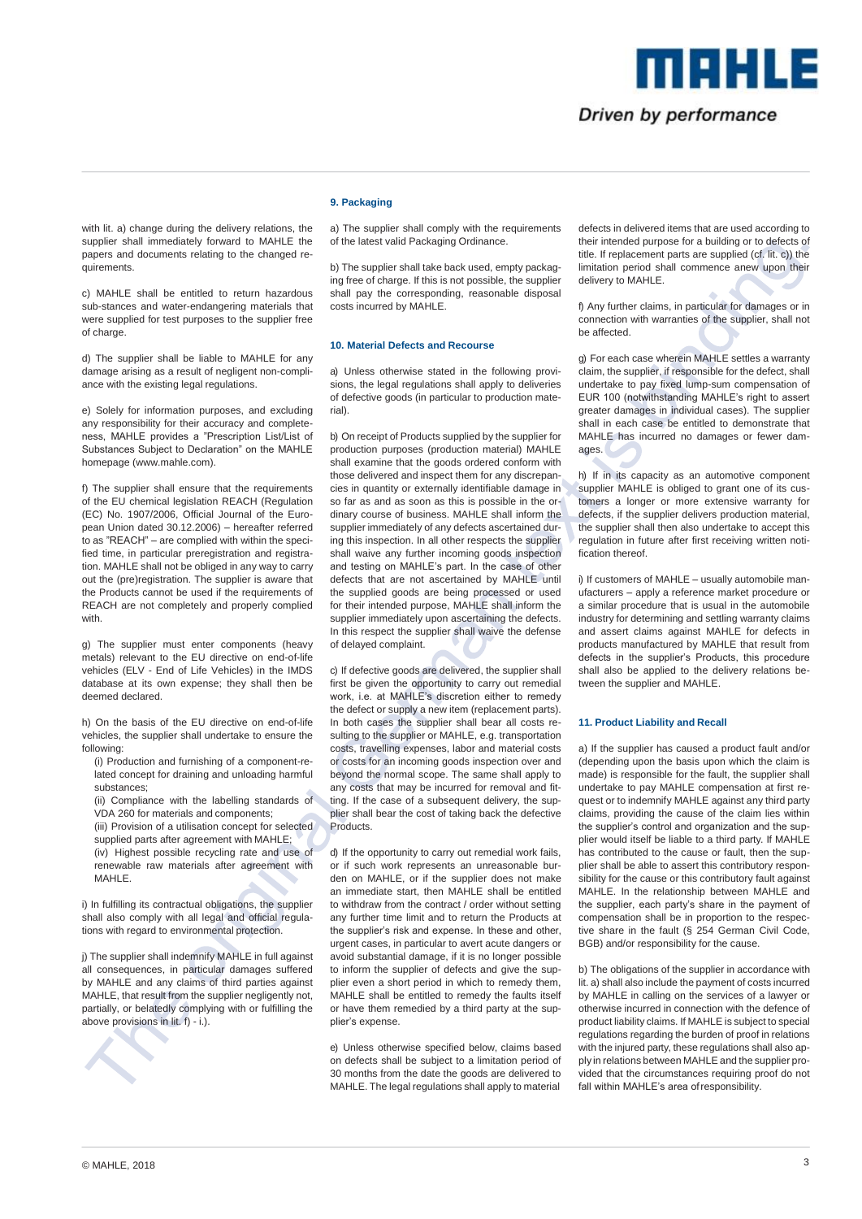with lit. a) change during the delivery relations, the supplier shall immediately forward to MAHLE the papers and documents relating to the changed requirements.

c) MAHLE shall be entitled to return hazardous sub-stances and water-endangering materials that were supplied for test purposes to the supplier free of charge.

d) The supplier shall be liable to MAHLE for any damage arising as a result of negligent non-compliance with the existing legal regulations.

e) Solely for information purposes, and excluding any responsibility for their accuracy and completeness, MAHLE provides a "Prescription List/List of Substances Subject to Declaration" on the MAHLE homepage (www.mahle.com).

f) The supplier shall ensure that the requirements of the EU chemical legislation REACH (Regulation (EC) No. 1907/2006, Official Journal of the European Union dated 30.12.2006) – hereafter referred to as "REACH" – are complied with within the specified time, in particular preregistration and registration. MAHLE shall not be obliged in any way to carry out the (pre)registration. The supplier is aware that the Products cannot be used if the requirements of REACH are not completely and properly complied with.

g) The supplier must enter components (heavy metals) relevant to the EU directive on end-of-life vehicles (ELV - End of Life Vehicles) in the IMDS database at its own expense; they shall then be deemed declared.

h) On the basis of the EU directive on end-of-life vehicles, the supplier shall undertake to ensure the following:

(i) Production and furnishing of a component-related concept for draining and unloading harmful substances;
(ii) Compliance with the labelling standards of VDA 260 for materials and components;
(iii) Provision of a utilisation concept for selected supplied parts after agreement with MAHLE;
(iv) Highest possible recycling rate and use of renewable raw materials after agreement with MAHLE.

i) In fulfilling its contractual obligations, the supplier shall also comply with all legal and official regulations with regard to environmental protection.

j) The supplier shall indemnify MAHLE in full against all consequences, in particular damages suffered by MAHLE and any claims of third parties against MAHLE, that result from the supplier negligently not, partially, or belatedly complying with or fulfilling the above provisions in lit. f) - i.).

## 9. Packaging

a) The supplier shall comply with the requirements of the latest valid Packaging Ordinance.

b) The supplier shall take back used, empty packaging free of charge. If this is not possible, the supplier shall pay the corresponding, reasonable disposal costs incurred by MAHLE.

## 10. Material Defects and Recourse

a) Unless otherwise stated in the following provisions, the legal regulations shall apply to deliveries of defective goods (in particular to production material).

b) On receipt of Products supplied by the supplier for production purposes (production material) MAHLE shall examine that the goods ordered conform with those delivered and inspect them for any discrepancies in quantity or externally identifiable damage in so far as and as soon as this is possible in the ordinary course of business. MAHLE shall inform the supplier immediately of any defects ascertained during this inspection. In all other respects the supplier shall waive any further incoming goods inspection and testing on MAHLE's part. In the case of other defects that are not ascertained by MAHLE until the supplied goods are being processed or used for their intended purpose, MAHLE shall inform the supplier immediately upon ascertaining the defects. In this respect the supplier shall waive the defense of delayed complaint.

c) If defective goods are delivered, the supplier shall first be given the opportunity to carry out remedial work, i.e. at MAHLE's discretion either to remedy the defect or supply a new item (replacement parts). In both cases the supplier shall bear all costs resulting to the supplier or MAHLE, e.g. transportation costs, travelling expenses, labor and material costs or costs for an incoming goods inspection over and beyond the normal scope. The same shall apply to any costs that may be incurred for removal and fitting. If the case of a subsequent delivery, the supplier shall bear the cost of taking back the defective Products.

d) If the opportunity to carry out remedial work fails, or if such work represents an unreasonable burden on MAHLE, or if the supplier does not make an immediate start, then MAHLE shall be entitled to withdraw from the contract / order without setting any further time limit and to return the Products at the supplier's risk and expense. In these and other, urgent cases, in particular to avert acute dangers or avoid substantial damage, if it is no longer possible to inform the supplier of defects and give the supplier even a short period in which to remedy them, MAHLE shall be entitled to remedy the faults itself or have them remedied by a third party at the supplier's expense.

e) Unless otherwise specified below, claims based on defects shall be subject to a limitation period of 30 months from the date the goods are delivered to MAHLE. The legal regulations shall apply to material defects in delivered items that are used according to their intended purpose for a building or to defects of title. If replacement parts are supplied (cf. lit. c)) the limitation period shall commence anew upon their delivery to MAHLE.

f) Any further claims, in particular for damages or in connection with warranties of the supplier, shall not be affected.

g) For each case wherein MAHLE settles a warranty claim, the supplier, if responsible for the defect, shall undertake to pay fixed lump-sum compensation of EUR 100 (notwithstanding MAHLE's right to assert greater damages in individual cases). The supplier shall in each case be entitled to demonstrate that MAHLE has incurred no damages or fewer damages.

h) If in its capacity as an automotive component supplier MAHLE is obliged to grant one of its customers a longer or more extensive warranty for defects, if the supplier delivers production material, the supplier shall then also undertake to accept this regulation in future after first receiving written notification thereof.

i) If customers of MAHLE – usually automobile manufacturers – apply a reference market procedure or a similar procedure that is usual in the automobile industry for determining and settling warranty claims and assert claims against MAHLE for defects in products manufactured by MAHLE that result from defects in the supplier's Products, this procedure shall also be applied to the delivery relations between the supplier and MAHLE.

## 11. Product Liability and Recall

a) If the supplier has caused a product fault and/or (depending upon the basis upon which the claim is made) is responsible for the fault, the supplier shall undertake to pay MAHLE compensation at first request or to indemnify MAHLE against any third party claims, providing the cause of the claim lies within the supplier's control and organization and the supplier would itself be liable to a third party. If MAHLE has contributed to the cause or fault, then the supplier shall be able to assert this contributory responsibility for the cause or this contributory fault against MAHLE. In the relationship between MAHLE and the supplier, each party's share in the payment of compensation shall be in proportion to the respective share in the fault (§ 254 German Civil Code, BGB) and/or responsibility for the cause.

b) The obligations of the supplier in accordance with lit. a) shall also include the payment of costs incurred by MAHLE in calling on the services of a lawyer or otherwise incurred in connection with the defence of product liability claims. If MAHLE is subject to special regulations regarding the burden of proof in relations with the injured party, these regulations shall also apply in relations between MAHLE and the supplier provided that the circumstances requiring proof do not fall within MAHLE's area of responsibility.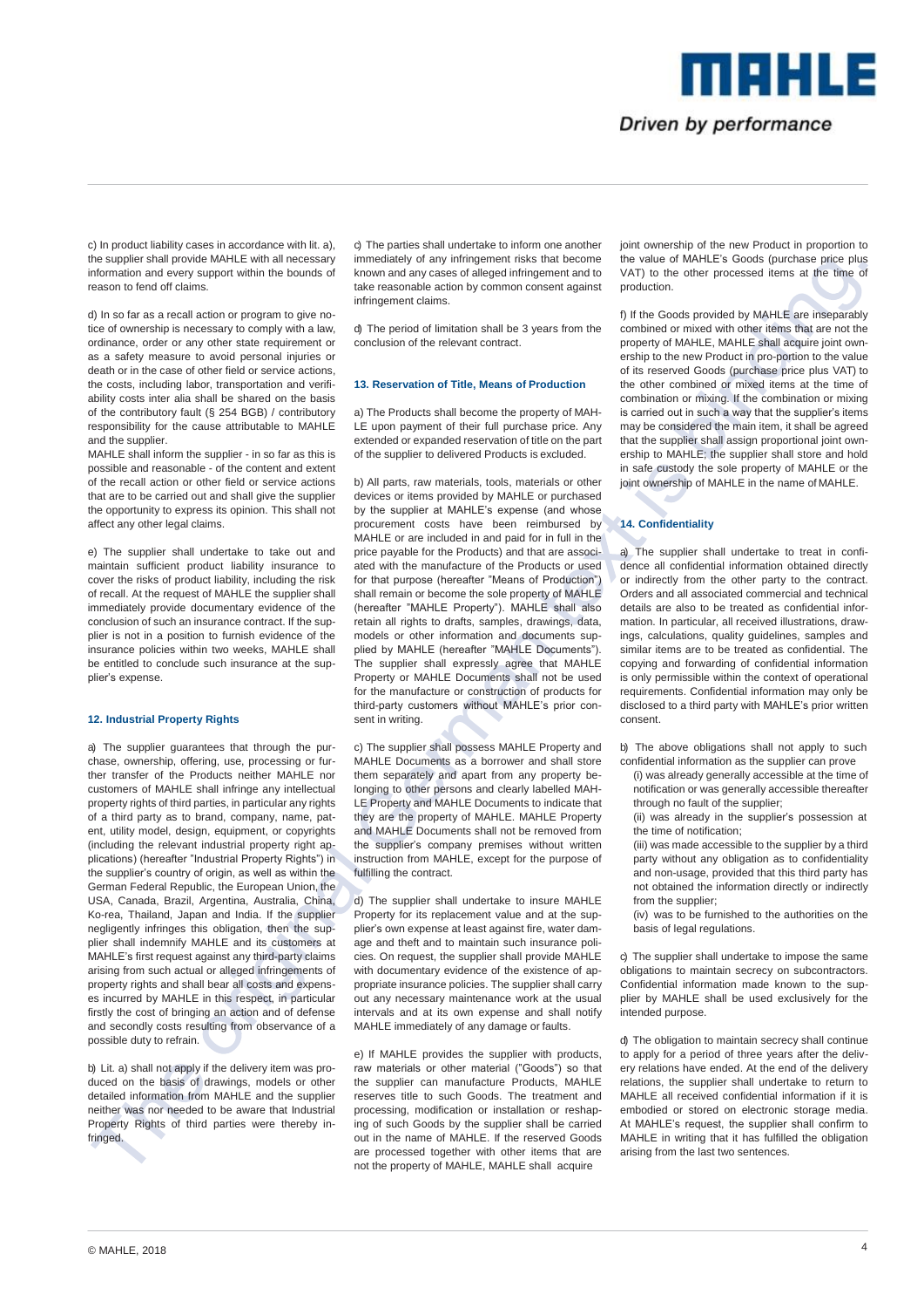c) In product liability cases in accordance with lit. a), the supplier shall provide MAHLE with all necessary information and every support within the bounds of reason to fend off claims.

d) In so far as a recall action or program to give notice of ownership is necessary to comply with a law, ordinance, order or any other state requirement or as a safety measure to avoid personal injuries or death or in the case of other field or service actions, the costs, including labor, transportation and verifiability costs inter alia shall be shared on the basis of the contributory fault (§ 254 BGB) / contributory responsibility for the cause attributable to MAHLE and the supplier.
MAHLE shall inform the supplier - in so far as this is possible and reasonable - of the content and extent of the recall action or other field or service actions that are to be carried out and shall give the supplier the opportunity to express its opinion. This shall not affect any other legal claims.

e) The supplier shall undertake to take out and maintain sufficient product liability insurance to cover the risks of product liability, including the risk of recall. At the request of MAHLE the supplier shall immediately provide documentary evidence of the conclusion of such an insurance contract. If the supplier is not in a position to furnish evidence of the insurance policies within two weeks, MAHLE shall be entitled to conclude such insurance at the supplier's expense.

## 12. Industrial Property Rights

a) The supplier guarantees that through the purchase, ownership, offering, use, processing or further transfer of the Products neither MAHLE nor customers of MAHLE shall infringe any intellectual property rights of third parties, in particular any rights of a third party as to brand, company, name, patent, utility model, design, equipment, or copyrights (including the relevant industrial property right applications) (hereafter "Industrial Property Rights") in the supplier's country of origin, as well as within the German Federal Republic, the European Union, the USA, Canada, Brazil, Argentina, Australia, China, Korea, Thailand, Japan and India. If the supplier negligently infringes this obligation, then the supplier shall indemnify MAHLE and its customers at MAHLE's first request against any third-party claims arising from such actual or alleged infringements of property rights and shall bear all costs and expenses incurred by MAHLE in this respect, in particular firstly the cost of bringing an action and of defense and secondly costs resulting from observance of a possible duty to refrain.

b) Lit. a) shall not apply if the delivery item was produced on the basis of drawings, models or other detailed information from MAHLE and the supplier neither was nor needed to be aware that Industrial Property Rights of third parties were thereby infringed.

c) The parties shall undertake to inform one another immediately of any infringement risks that become known and any cases of alleged infringement and to take reasonable action by common consent against infringement claims.

d) The period of limitation shall be 3 years from the conclusion of the relevant contract.

## 13. Reservation of Title, Means of Production

a) The Products shall become the property of MAHLE upon payment of their full purchase price. Any extended or expanded reservation of title on the part of the supplier to delivered Products is excluded.

b) All parts, raw materials, tools, materials or other devices or items provided by MAHLE or purchased by the supplier at MAHLE's expense (and whose procurement costs have been reimbursed by MAHLE or are included in and paid for in full in the price payable for the Products) and that are associated with the manufacture of the Products or used for that purpose (hereafter "Means of Production") shall remain or become the sole property of MAHLE (hereafter "MAHLE Property"). MAHLE shall also retain all rights to drafts, samples, drawings, data, models or other information and documents supplied by MAHLE (hereafter "MAHLE Documents"). The supplier shall expressly agree that MAHLE Property or MAHLE Documents shall not be used for the manufacture or construction of products for third-party customers without MAHLE's prior consent in writing.

c) The supplier shall possess MAHLE Property and MAHLE Documents as a borrower and shall store them separately and apart from any property belonging to other persons and clearly labelled MAHLE Property and MAHLE Documents to indicate that they are the property of MAHLE. MAHLE Property and MAHLE Documents shall not be removed from the supplier's company premises without written instruction from MAHLE, except for the purpose of fulfilling the contract.

d) The supplier shall undertake to insure MAHLE Property for its replacement value and at the supplier's own expense at least against fire, water damage and theft and to maintain such insurance policies. On request, the supplier shall provide MAHLE with documentary evidence of the existence of appropriate insurance policies. The supplier shall carry out any necessary maintenance work at the usual intervals and at its own expense and shall notify MAHLE immediately of any damage or faults.

e) If MAHLE provides the supplier with products, raw materials or other material ("Goods") so that the supplier can manufacture Products, MAHLE reserves title to such Goods. The treatment and processing, modification or installation or reshaping of such Goods by the supplier shall be carried out in the name of MAHLE. If the reserved Goods are processed together with other items that are not the property of MAHLE, MAHLE shall acquire joint ownership of the new Product in proportion to the value of MAHLE's Goods (purchase price plus VAT) to the other processed items at the time of production.

f) If the Goods provided by MAHLE are inseparably combined or mixed with other items that are not the property of MAHLE, MAHLE shall acquire joint ownership to the new Product in pro-portion to the value of its reserved Goods (purchase price plus VAT) to the other combined or mixed items at the time of combination or mixing. If the combination or mixing is carried out in such a way that the supplier's items may be considered the main item, it shall be agreed that the supplier shall assign proportional joint ownership to MAHLE; the supplier shall store and hold in safe custody the sole property of MAHLE or the joint ownership of MAHLE in the name of MAHLE.

## 14. Confidentiality

a) The supplier shall undertake to treat in confidence all confidential information obtained directly or indirectly from the other party to the contract. Orders and all associated commercial and technical details are also to be treated as confidential information. In particular, all received illustrations, drawings, calculations, quality guidelines, samples and similar items are to be treated as confidential. The copying and forwarding of confidential information is only permissible within the context of operational requirements. Confidential information may only be disclosed to a third party with MAHLE's prior written consent.

b) The above obligations shall not apply to such confidential information as the supplier can prove

(i) was already generally accessible at the time of notification or was generally accessible thereafter through no fault of the supplier;
(ii) was already in the supplier's possession at the time of notification;
(iii) was made accessible to the supplier by a third party without any obligation as to confidentiality and non-usage, provided that this third party has not obtained the information directly or indirectly from the supplier;
(iv) was to be furnished to the authorities on the basis of legal regulations.

c) The supplier shall undertake to impose the same obligations to maintain secrecy on subcontractors. Confidential information made known to the supplier by MAHLE shall be used exclusively for the intended purpose.

d) The obligation to maintain secrecy shall continue to apply for a period of three years after the delivery relations have ended. At the end of the delivery relations, the supplier shall undertake to return to MAHLE all received confidential information if it is embodied or stored on electronic storage media. At MAHLE's request, the supplier shall confirm to MAHLE in writing that it has fulfilled the obligation arising from the last two sentences.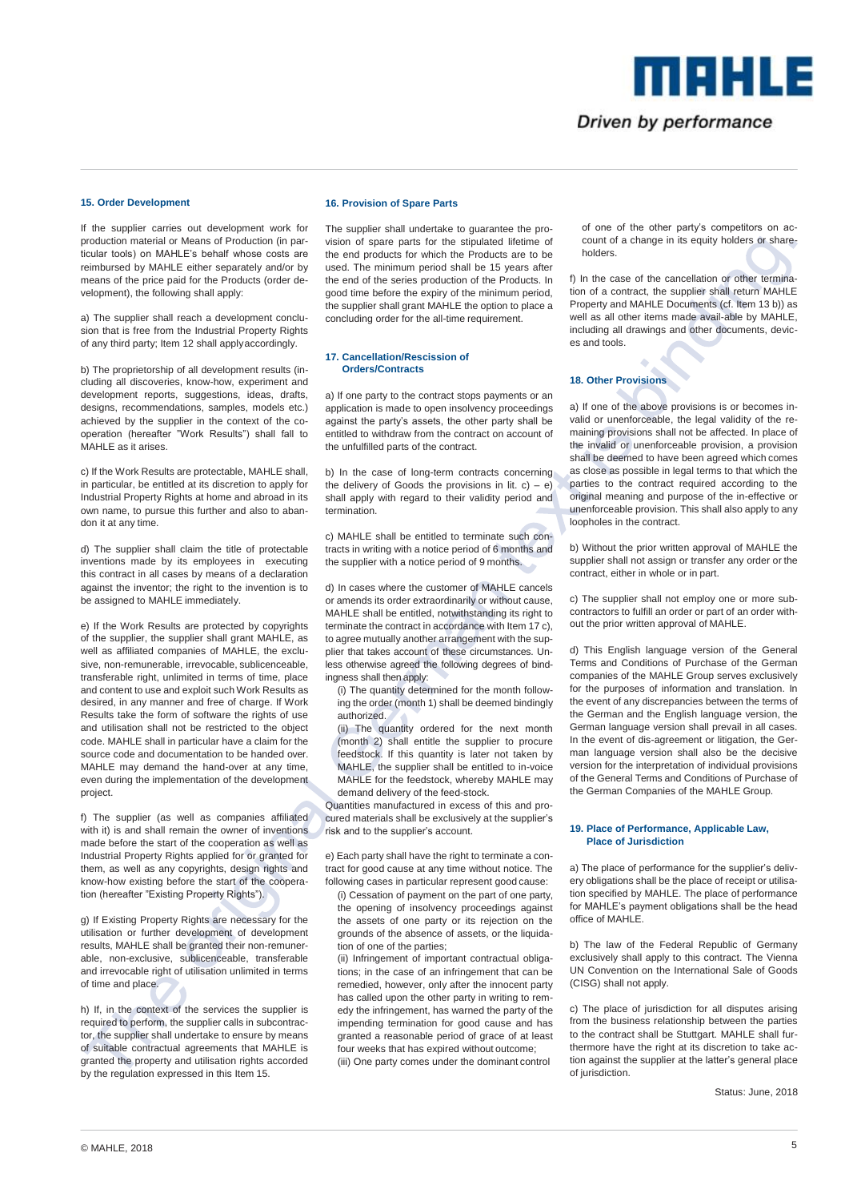## 15. Order Development

If the supplier carries out development work for production material or Means of Production (in particular tools) on MAHLE's behalf whose costs are reimbursed by MAHLE either separately and/or by means of the price paid for the Products (order development), the following shall apply:

a) The supplier shall reach a development conclusion that is free from the Industrial Property Rights of any third party; Item 12 shall apply accordingly.

b) The proprietorship of all development results (including all discoveries, know-how, experiment and development reports, suggestions, ideas, drafts, designs, recommendations, samples, models etc.) achieved by the supplier in the context of the cooperation (hereafter "Work Results") shall fall to MAHLE as it arises.

c) If the Work Results are protectable, MAHLE shall, in particular, be entitled at its discretion to apply for Industrial Property Rights at home and abroad in its own name, to pursue this further and also to abandon it at any time.

d) The supplier shall claim the title of protectable inventions made by its employees in executing this contract in all cases by means of a declaration against the inventor; the right to the invention is to be assigned to MAHLE immediately.

e) If the Work Results are protected by copyrights of the supplier, the supplier shall grant MAHLE, as well as affiliated companies of MAHLE, the exclusive, non-remunerable, irrevocable, sublicenceable, transferable right, unlimited in terms of time, place and content to use and exploit such Work Results as desired, in any manner and free of charge. If Work Results take the form of software the rights of use and utilisation shall not be restricted to the object code. MAHLE shall in particular have a claim for the source code and documentation to be handed over. MAHLE may demand the hand-over at any time, even during the implementation of the development project.

f) The supplier (as well as companies affiliated with it) is and shall remain the owner of inventions made before the start of the cooperation as well as Industrial Property Rights applied for or granted for them, as well as any copyrights, design rights and know-how existing before the start of the cooperation (hereafter "Existing Property Rights").

g) If Existing Property Rights are necessary for the utilisation or further development of development results, MAHLE shall be granted their non-remunerable, non-exclusive, sublicenceable, transferable and irrevocable right of utilisation unlimited in terms of time and place.

h) If, in the context of the services the supplier is required to perform, the supplier calls in subcontractor, the supplier shall undertake to ensure by means of suitable contractual agreements that MAHLE is granted the property and utilisation rights accorded by the regulation expressed in this Item 15.

## 16. Provision of Spare Parts

The supplier shall undertake to guarantee the provision of spare parts for the stipulated lifetime of the end products for which the Products are to be used. The minimum period shall be 15 years after the end of the series production of the Products. In good time before the expiry of the minimum period, the supplier shall grant MAHLE the option to place a concluding order for the all-time requirement.

## 17. Cancellation/Rescission of Orders/Contracts

a) If one party to the contract stops payments or an application is made to open insolvency proceedings against the party's assets, the other party shall be entitled to withdraw from the contract on account of the unfulfilled parts of the contract.

b) In the case of long-term contracts concerning the delivery of Goods the provisions in lit. c) – e) shall apply with regard to their validity period and termination.

c) MAHLE shall be entitled to terminate such contracts in writing with a notice period of 6 months and the supplier with a notice period of 9 months.

d) In cases where the customer of MAHLE cancels or amends its order extraordinarily or without cause, MAHLE shall be entitled, notwithstanding its right to terminate the contract in accordance with Item 17 c), to agree mutually another arrangement with the supplier that takes account of these circumstances. Unless otherwise agreed the following degrees of bindingness shall then apply:

(i) The quantity determined for the month following the order (month 1) shall be deemed bindingly authorized.

(ii) The quantity ordered for the next month (month 2) shall entitle the supplier to procure feedstock. If this quantity is later not taken by MAHLE, the supplier shall be entitled to in-voice MAHLE for the feedstock, whereby MAHLE may demand delivery of the feed-stock.

Quantities manufactured in excess of this and procured materials shall be exclusively at the supplier's risk and to the supplier's account.

e) Each party shall have the right to terminate a contract for good cause at any time without notice. The following cases in particular represent good cause:

(i) Cessation of payment on the part of one party, the opening of insolvency proceedings against the assets of one party or its rejection on the grounds of the absence of assets, or the liquidation of one of the parties;

(ii) Infringement of important contractual obligations; in the case of an infringement that can be remedied, however, only after the innocent party has called upon the other party in writing to remedy the infringement, has warned the party of the impending termination for good cause and has granted a reasonable period of grace of at least four weeks that has expired without outcome;

(iii) One party comes under the dominant control of one of the other party's competitors on account of a change in its equity holders or shareholders.

f) In the case of the cancellation or other termination of a contract, the supplier shall return MAHLE Property and MAHLE Documents (cf. Item 13 b)) as well as all other items made avail-able by MAHLE, including all drawings and other documents, devices and tools.

## 18. Other Provisions

a) If one of the above provisions is or becomes invalid or unenforceable, the legal validity of the remaining provisions shall not be affected. In place of the invalid or unenforceable provision, a provision shall be deemed to have been agreed which comes as close as possible in legal terms to that which the parties to the contract required according to the original meaning and purpose of the in-effective or unenforceable provision. This shall also apply to any loopholes in the contract.

b) Without the prior written approval of MAHLE the supplier shall not assign or transfer any order or the contract, either in whole or in part.

c) The supplier shall not employ one or more subcontractors to fulfill an order or part of an order without the prior written approval of MAHLE.

d) This English language version of the General Terms and Conditions of Purchase of the German companies of the MAHLE Group serves exclusively for the purposes of information and translation. In the event of any discrepancies between the terms of the German and the English language version, the German language version shall prevail in all cases. In the event of dis-agreement or litigation, the German language version shall also be the decisive version for the interpretation of individual provisions of the General Terms and Conditions of Purchase of the German Companies of the MAHLE Group.

## 19. Place of Performance, Applicable Law, Place of Jurisdiction

a) The place of performance for the supplier's delivery obligations shall be the place of receipt or utilisation specified by MAHLE. The place of performance for MAHLE's payment obligations shall be the head office of MAHLE.

b) The law of the Federal Republic of Germany exclusively shall apply to this contract. The Vienna UN Convention on the International Sale of Goods (CISG) shall not apply.

c) The place of jurisdiction for all disputes arising from the business relationship between the parties to the contract shall be Stuttgart. MAHLE shall furthermore have the right at its discretion to take action against the supplier at the latter's general place of jurisdiction.

Status: June, 2018